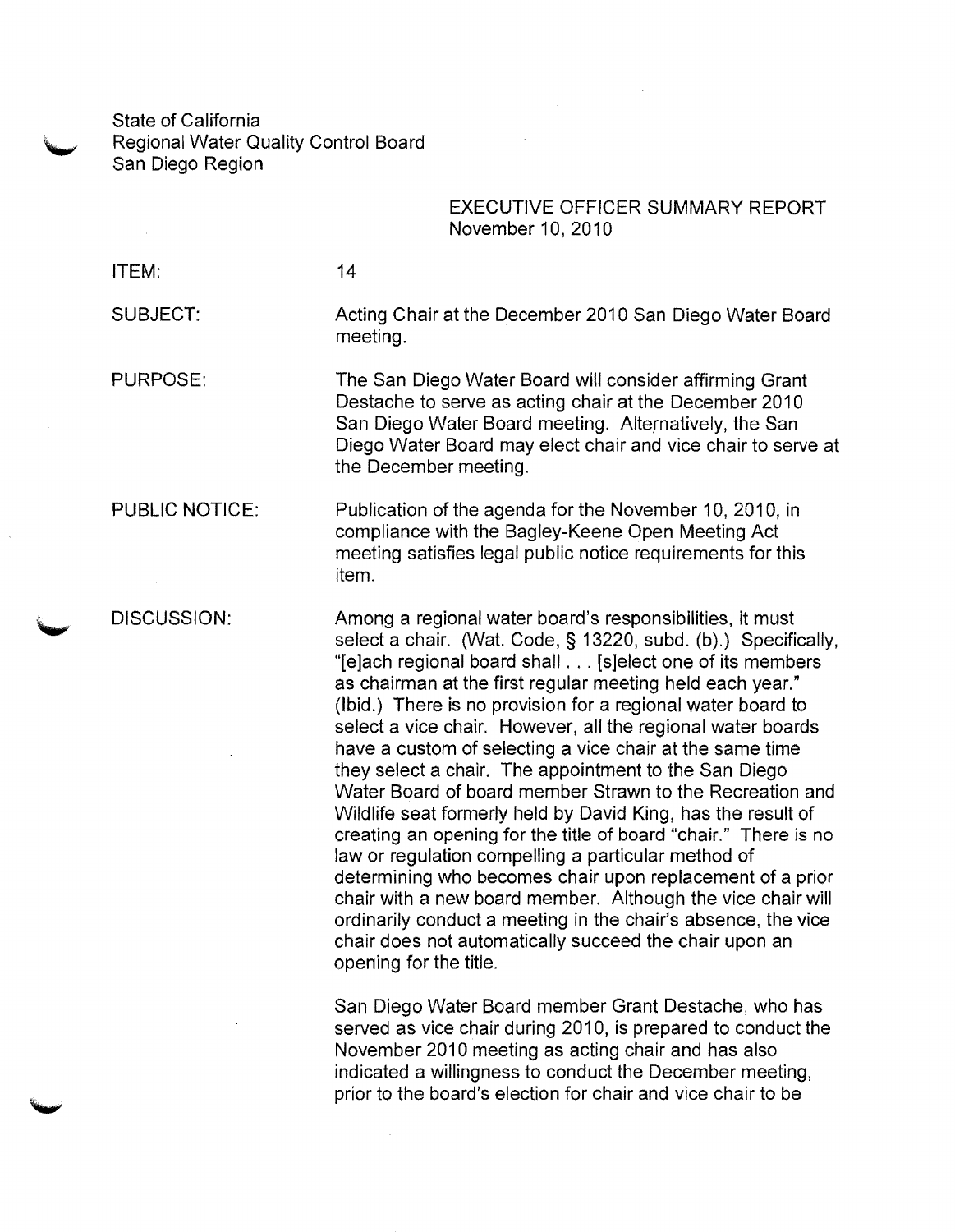State of California
Regional Water Quality Control Board
San Diego Region

EXECUTIVE OFFICER SUMMARY REPORT
November 10, 2010

ITEM: 14

SUBJECT: Acting Chair at the December 2010 San Diego Water Board meeting.

PURPOSE: The San Diego Water Board will consider affirming Grant Destache to serve as acting chair at the December 2010 San Diego Water Board meeting. Alternatively, the San Diego Water Board may elect chair and vice chair to serve at the December meeting.

PUBLIC NOTICE: Publication of the agenda for the November 10, 2010, in compliance with the Bagley-Keene Open Meeting Act meeting satisfies legal public notice requirements for this item.

DISCUSSION: Among a regional water board's responsibilities, it must select a chair. (Wat. Code, § 13220, subd. (b).) Specifically, "[e]ach regional board shall . . . [s]elect one of its members as chairman at the first regular meeting held each year." (Ibid.) There is no provision for a regional water board to select a vice chair. However, all the regional water boards have a custom of selecting a vice chair at the same time they select a chair. The appointment to the San Diego Water Board of board member Strawn to the Recreation and Wildlife seat formerly held by David King, has the result of creating an opening for the title of board "chair." There is no law or regulation compelling a particular method of determining who becomes chair upon replacement of a prior chair with a new board member. Although the vice chair will ordinarily conduct a meeting in the chair's absence, the vice chair does not automatically succeed the chair upon an opening for the title.

San Diego Water Board member Grant Destache, who has served as vice chair during 2010, is prepared to conduct the November 2010 meeting as acting chair and has also indicated a willingness to conduct the December meeting, prior to the board's election for chair and vice chair to be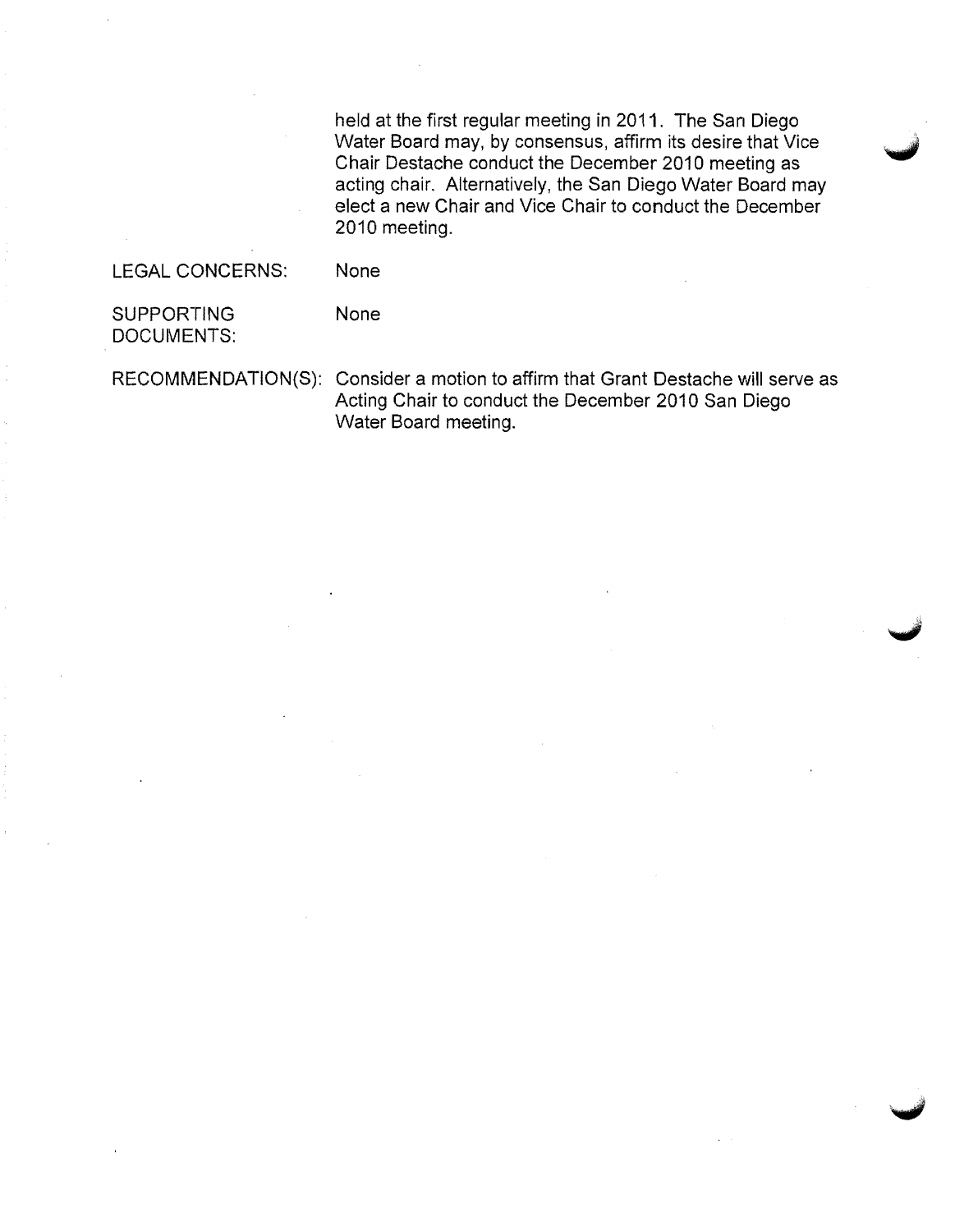held at the first regular meeting in 2011. The San Diego Water Board may, by consensus, affirm its desire that Vice Chair Destache conduct the December 2010 meeting as acting chair. Alternatively, the San Diego Water Board may elect a new Chair and Vice Chair to conduct the December 2010 meeting.

LEGAL CONCERNS: None

SUPPORTING DOCUMENTS: None

RECOMMENDATION(S): Consider a motion to affirm that Grant Destache will serve as Acting Chair to conduct the December 2010 San Diego Water Board meeting.